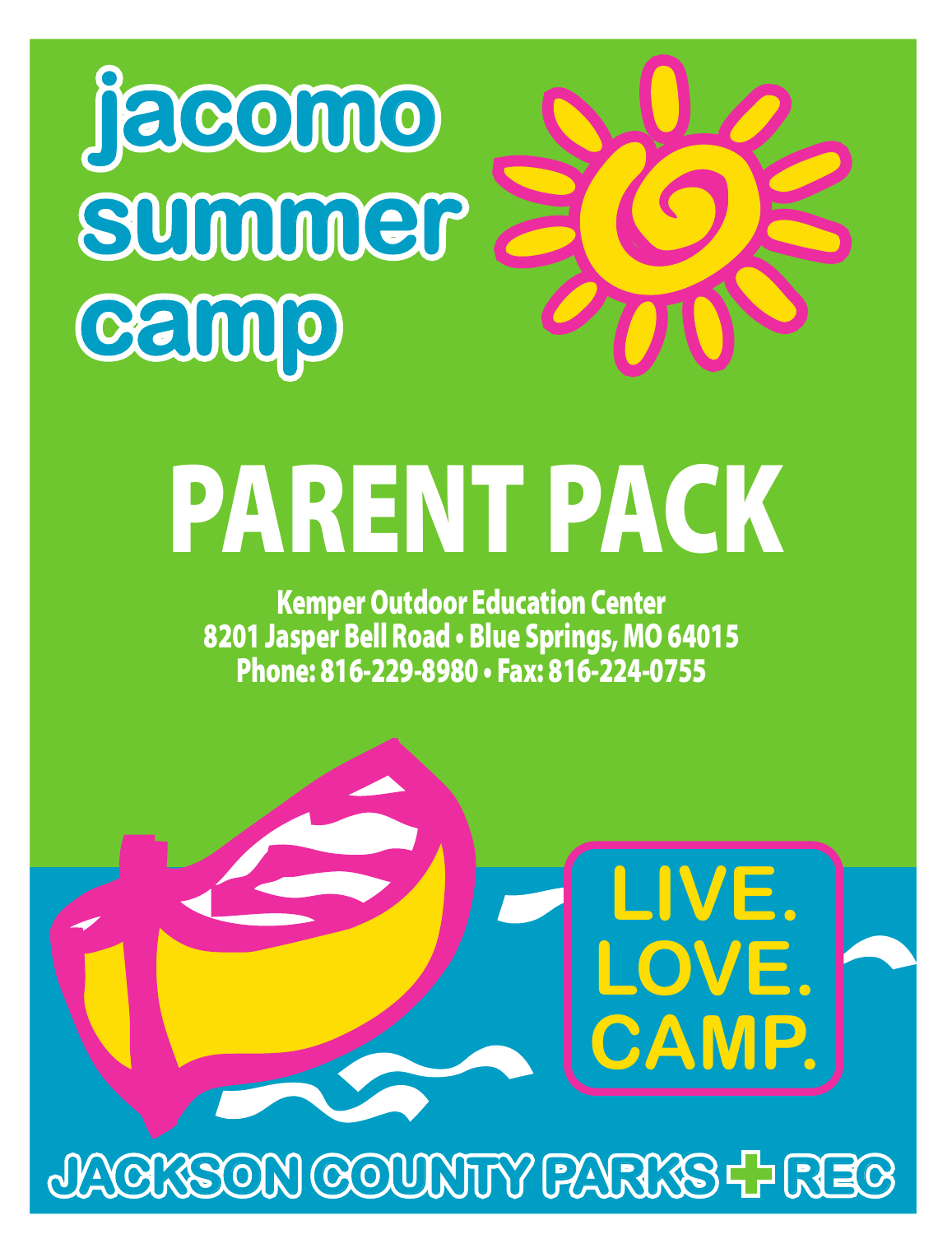# jacomo summer camp

# PARENT PACK

**Kemper Outdoor Education Center**
**8201 Jasper Bell Road • Blue Springs, MO 64015**
**Phone: 816-229-8980 • Fax: 816-224-0755**

LIVE.
LOVE.
CAMP.

JACKSON COUNTY PARKS + REC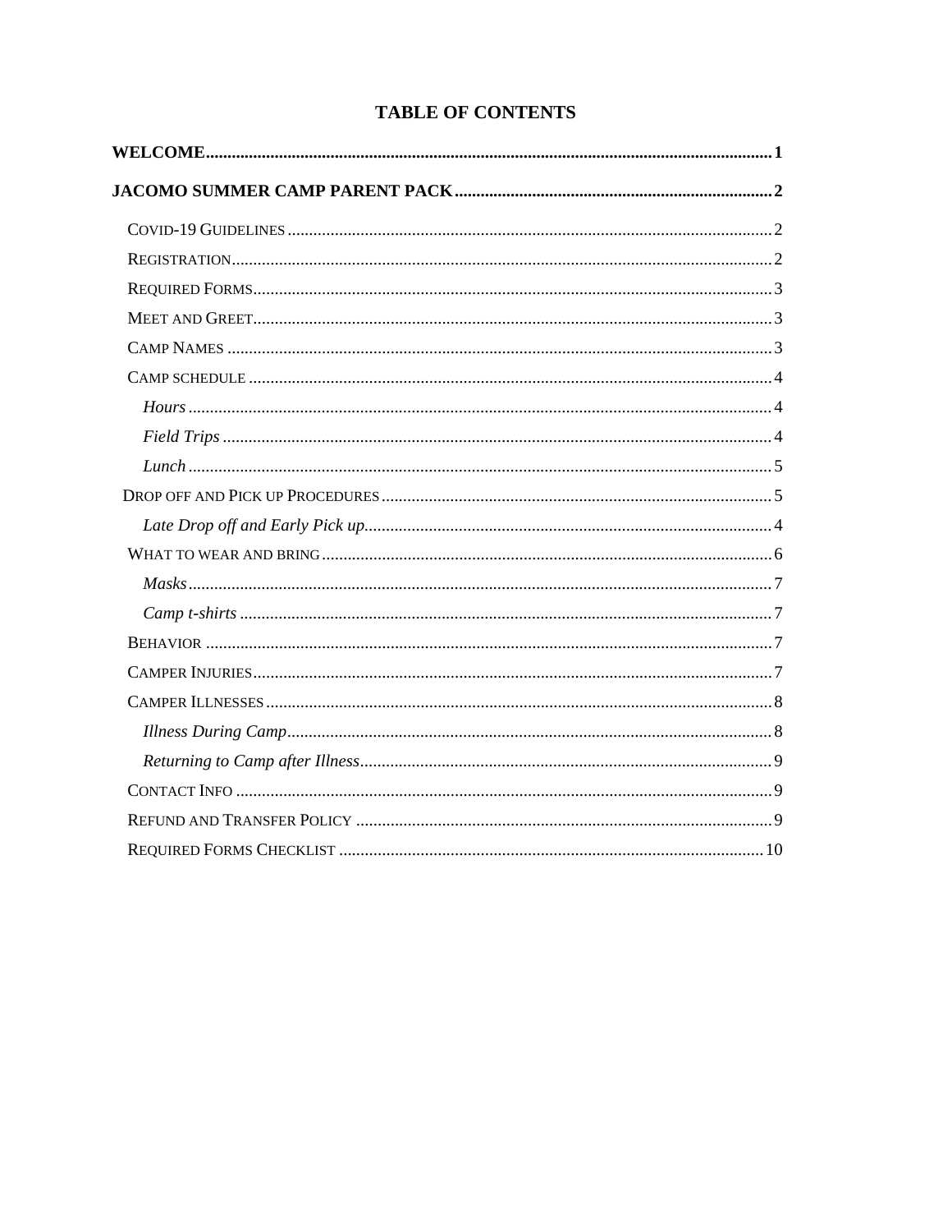# TABLE OF CONTENTS

**WELCOME** ........................................................................ **1**

**JACOMO SUMMER CAMP PARENT PACK** ........................................................................ **2**

- COVID-19 GUIDELINES ........................................................................ 2
- REGISTRATION ........................................................................ 2
- REQUIRED FORMS ........................................................................ 3
- MEET AND GREET ........................................................................ 3
- CAMP NAMES ........................................................................ 3
- CAMP SCHEDULE ........................................................................ 4
  - *Hours* ........................................................................ 4
  - *Field Trips* ........................................................................ 4
  - *Lunch* ........................................................................ 5
- DROP OFF AND PICK UP PROCEDURES ........................................................................ 5
  - *Late Drop off and Early Pick up* ........................................................................ 4
- WHAT TO WEAR AND BRING ........................................................................ 6
  - *Masks* ........................................................................ 7
  - *Camp t-shirts* ........................................................................ 7
- BEHAVIOR ........................................................................ 7
- CAMPER INJURIES ........................................................................ 7
- CAMPER ILLNESSES ........................................................................ 8
  - *Illness During Camp* ........................................................................ 8
  - *Returning to Camp after Illness* ........................................................................ 9
- CONTACT INFO ........................................................................ 9
- REFUND AND TRANSFER POLICY ........................................................................ 9
- REQUIRED FORMS CHECKLIST ........................................................................ 10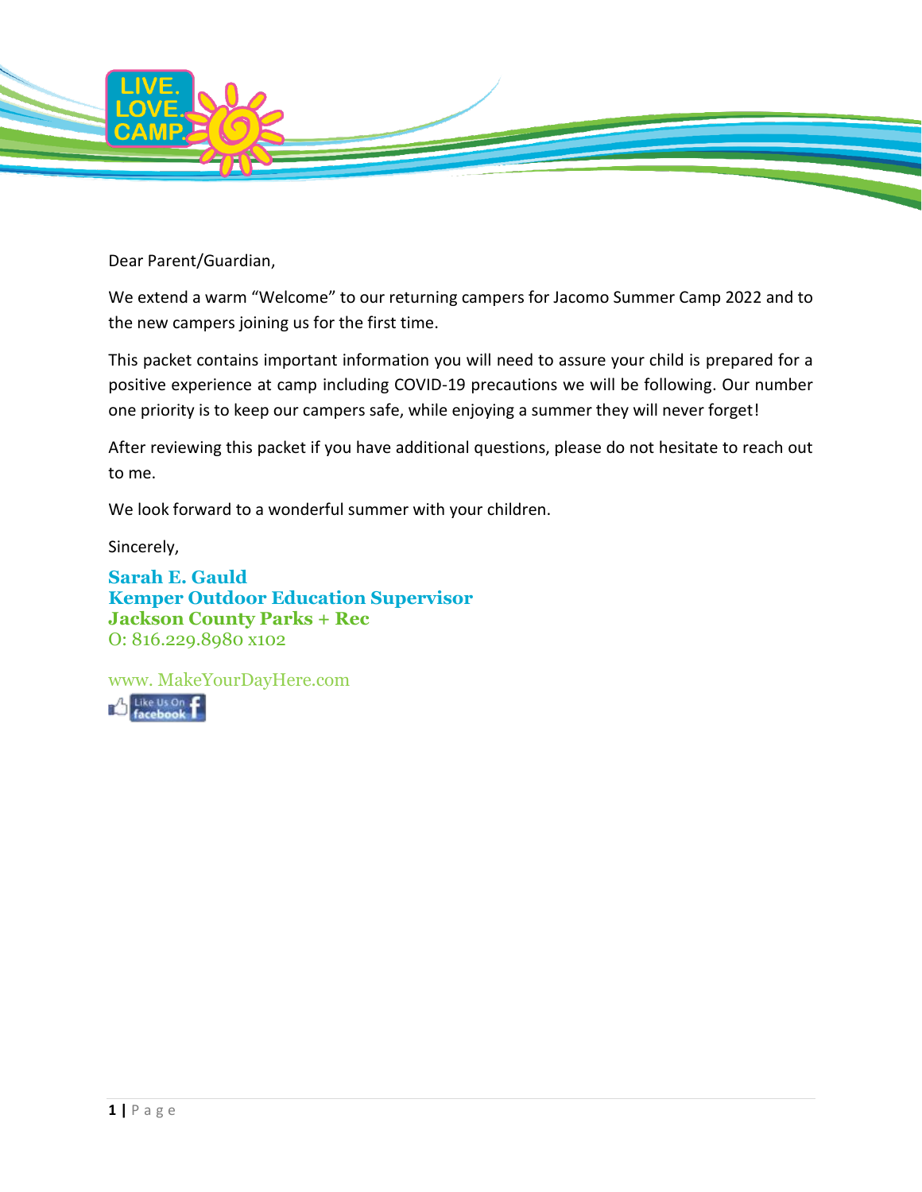Dear Parent/Guardian,

We extend a warm “Welcome” to our returning campers for Jacomo Summer Camp 2022 and to the new campers joining us for the first time.

This packet contains important information you will need to assure your child is prepared for a positive experience at camp including COVID-19 precautions we will be following. Our number one priority is to keep our campers safe, while enjoying a summer they will never forget!

After reviewing this packet if you have additional questions, please do not hesitate to reach out to me.

We look forward to a wonderful summer with your children.

Sincerely,

**Sarah E. Gauld**
**Kemper Outdoor Education Supervisor**
**Jackson County Parks + Rec**
O: 816.229.8980 x102

www. MakeYourDayHere.com

Like Us On facebook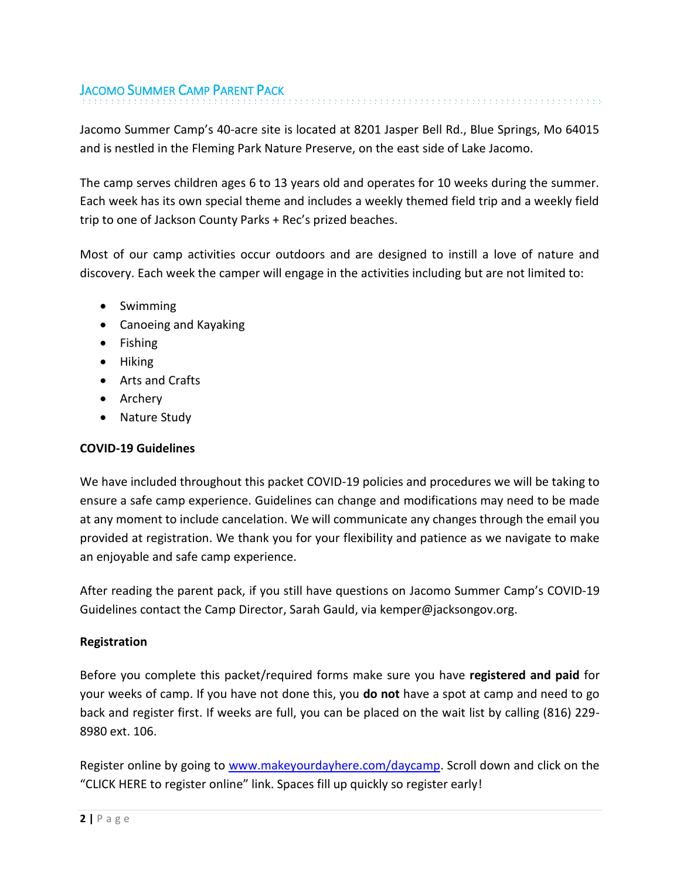# Jacomo Summer Camp Parent Pack

Jacomo Summer Camp's 40-acre site is located at 8201 Jasper Bell Rd., Blue Springs, Mo 64015 and is nestled in the Fleming Park Nature Preserve, on the east side of Lake Jacomo.

The camp serves children ages 6 to 13 years old and operates for 10 weeks during the summer. Each week has its own special theme and includes a weekly themed field trip and a weekly field trip to one of Jackson County Parks + Rec's prized beaches.

Most of our camp activities occur outdoors and are designed to instill a love of nature and discovery. Each week the camper will engage in the activities including but are not limited to:

- Swimming
- Canoeing and Kayaking
- Fishing
- Hiking
- Arts and Crafts
- Archery
- Nature Study

**COVID-19 Guidelines**

We have included throughout this packet COVID-19 policies and procedures we will be taking to ensure a safe camp experience. Guidelines can change and modifications may need to be made at any moment to include cancelation. We will communicate any changes through the email you provided at registration. We thank you for your flexibility and patience as we navigate to make an enjoyable and safe camp experience.

After reading the parent pack, if you still have questions on Jacomo Summer Camp's COVID-19 Guidelines contact the Camp Director, Sarah Gauld, via kemper@jacksongov.org.

**Registration**

Before you complete this packet/required forms make sure you have **registered and paid** for your weeks of camp. If you have not done this, you **do not** have a spot at camp and need to go back and register first. If weeks are full, you can be placed on the wait list by calling (816) 229-8980 ext. 106.

Register online by going to [www.makeyourdayhere.com/daycamp](www.makeyourdayhere.com/daycamp). Scroll down and click on the "CLICK HERE to register online" link. Spaces fill up quickly so register early!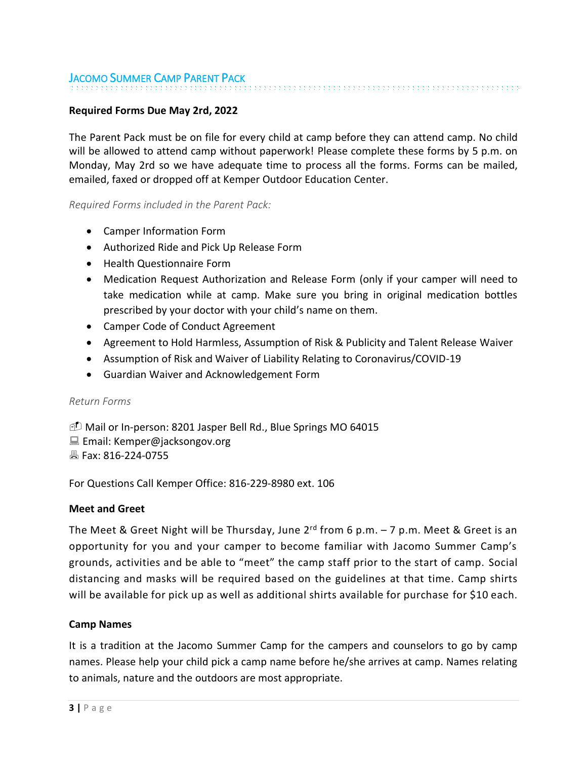## Jacomo Summer Camp Parent Pack

**Required Forms Due May 2rd, 2022**

The Parent Pack must be on file for every child at camp before they can attend camp. No child will be allowed to attend camp without paperwork! Please complete these forms by 5 p.m. on Monday, May 2rd so we have adequate time to process all the forms. Forms can be mailed, emailed, faxed or dropped off at Kemper Outdoor Education Center.

*Required Forms included in the Parent Pack:*

- Camper Information Form
- Authorized Ride and Pick Up Release Form
- Health Questionnaire Form
- Medication Request Authorization and Release Form (only if your camper will need to take medication while at camp. Make sure you bring in original medication bottles prescribed by your doctor with your child's name on them.
- Camper Code of Conduct Agreement
- Agreement to Hold Harmless, Assumption of Risk & Publicity and Talent Release Waiver
- Assumption of Risk and Waiver of Liability Relating to Coronavirus/COVID-19
- Guardian Waiver and Acknowledgement Form

*Return Forms*

📫 Mail or In-person: 8201 Jasper Bell Rd., Blue Springs MO 64015
💻 Email: Kemper@jacksongov.org
📠 Fax: 816-224-0755

For Questions Call Kemper Office: 816-229-8980 ext. 106

**Meet and Greet**

The Meet & Greet Night will be Thursday, June 2rd from 6 p.m. – 7 p.m. Meet & Greet is an opportunity for you and your camper to become familiar with Jacomo Summer Camp's grounds, activities and be able to "meet" the camp staff prior to the start of camp. Social distancing and masks will be required based on the guidelines at that time. Camp shirts will be available for pick up as well as additional shirts available for purchase for $10 each.

**Camp Names**

It is a tradition at the Jacomo Summer Camp for the campers and counselors to go by camp names. Please help your child pick a camp name before he/she arrives at camp. Names relating to animals, nature and the outdoors are most appropriate.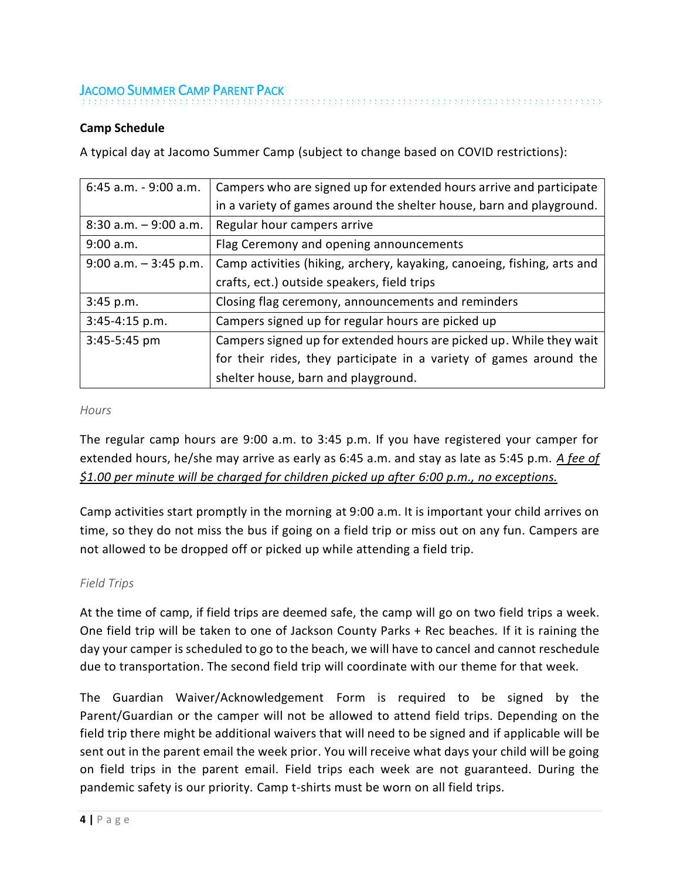**Camp Schedule**

A typical day at Jacomo Summer Camp (subject to change based on COVID restrictions):

| | |
|---|---|
| 6:45 a.m. - 9:00 a.m. | Campers who are signed up for extended hours arrive and participate in a variety of games around the shelter house, barn and playground. |
| 8:30 a.m. – 9:00 a.m. | Regular hour campers arrive |
| 9:00 a.m. | Flag Ceremony and opening announcements |
| 9:00 a.m. – 3:45 p.m. | Camp activities (hiking, archery, kayaking, canoeing, fishing, arts and crafts, ect.) outside speakers, field trips |
| 3:45 p.m. | Closing flag ceremony, announcements and reminders |
| 3:45-4:15 p.m. | Campers signed up for regular hours are picked up |
| 3:45-5:45 pm | Campers signed up for extended hours are picked up. While they wait for their rides, they participate in a variety of games around the shelter house, barn and playground. |

*Hours*

The regular camp hours are 9:00 a.m. to 3:45 p.m. If you have registered your camper for extended hours, he/she may arrive as early as 6:45 a.m. and stay as late as 5:45 p.m. *A fee of $1.00 per minute will be charged for children picked up after 6:00 p.m., no exceptions.*

Camp activities start promptly in the morning at 9:00 a.m. It is important your child arrives on time, so they do not miss the bus if going on a field trip or miss out on any fun. Campers are not allowed to be dropped off or picked up while attending a field trip.

*Field Trips*

At the time of camp, if field trips are deemed safe, the camp will go on two field trips a week. One field trip will be taken to one of Jackson County Parks + Rec beaches. If it is raining the day your camper is scheduled to go to the beach, we will have to cancel and cannot reschedule due to transportation. The second field trip will coordinate with our theme for that week.

The Guardian Waiver/Acknowledgement Form is required to be signed by the Parent/Guardian or the camper will not be allowed to attend field trips. Depending on the field trip there might be additional waivers that will need to be signed and if applicable will be sent out in the parent email the week prior. You will receive what days your child will be going on field trips in the parent email. Field trips each week are not guaranteed. During the pandemic safety is our priority. Camp t-shirts must be worn on all field trips.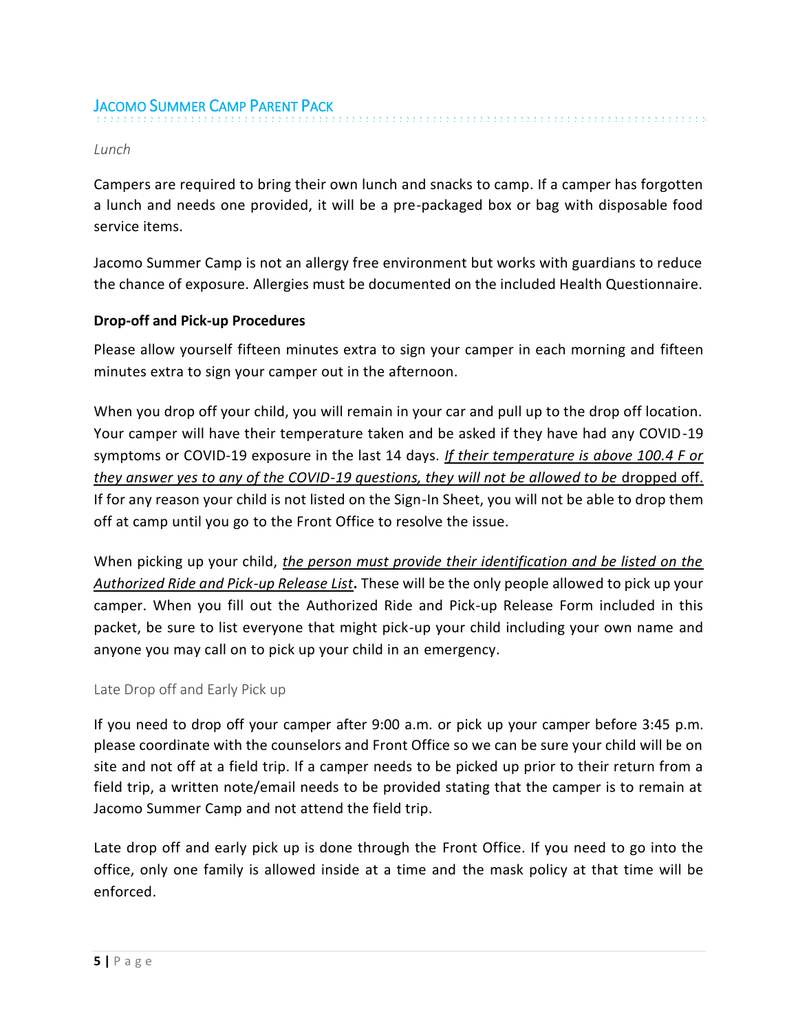*Lunch*

Campers are required to bring their own lunch and snacks to camp. If a camper has forgotten a lunch and needs one provided, it will be a pre-packaged box or bag with disposable food service items.

Jacomo Summer Camp is not an allergy free environment but works with guardians to reduce the chance of exposure. Allergies must be documented on the included Health Questionnaire.

**Drop-off and Pick-up Procedures**

Please allow yourself fifteen minutes extra to sign your camper in each morning and fifteen minutes extra to sign your camper out in the afternoon.

When you drop off your child, you will remain in your car and pull up to the drop off location. Your camper will have their temperature taken and be asked if they have had any COVID-19 symptoms or COVID-19 exposure in the last 14 days. *If their temperature is above 100.4 F or they answer yes to any of the COVID-19 questions, they will not be allowed to be* dropped off. If for any reason your child is not listed on the Sign-In Sheet, you will not be able to drop them off at camp until you go to the Front Office to resolve the issue.

When picking up your child, *the person must provide their identification and be listed on the Authorized Ride and Pick-up Release List***.** These will be the only people allowed to pick up your camper. When you fill out the Authorized Ride and Pick-up Release Form included in this packet, be sure to list everyone that might pick-up your child including your own name and anyone you may call on to pick up your child in an emergency.

Late Drop off and Early Pick up

If you need to drop off your camper after 9:00 a.m. or pick up your camper before 3:45 p.m. please coordinate with the counselors and Front Office so we can be sure your child will be on site and not off at a field trip. If a camper needs to be picked up prior to their return from a field trip, a written note/email needs to be provided stating that the camper is to remain at Jacomo Summer Camp and not attend the field trip.

Late drop off and early pick up is done through the Front Office. If you need to go into the office, only one family is allowed inside at a time and the mask policy at that time will be enforced.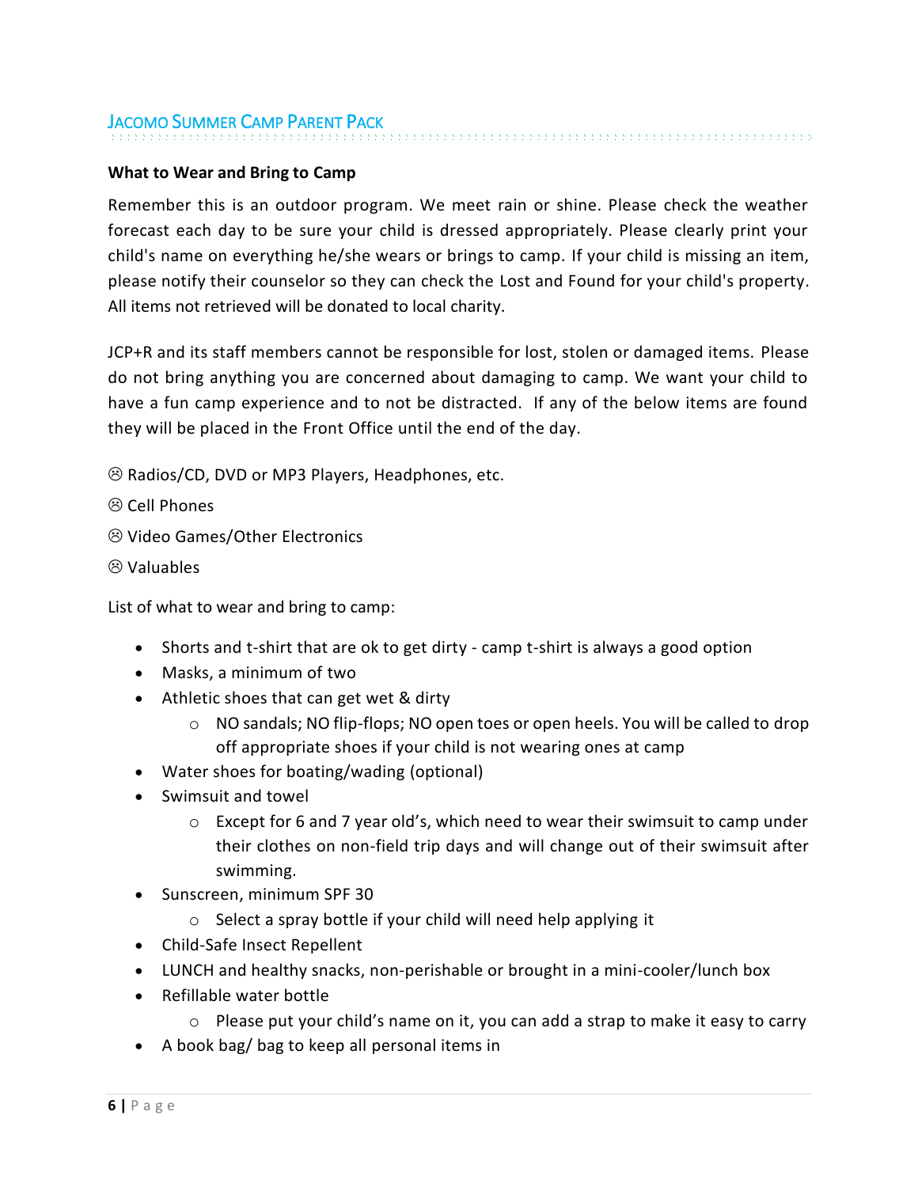## What to Wear and Bring to Camp

Remember this is an outdoor program. We meet rain or shine. Please check the weather forecast each day to be sure your child is dressed appropriately. Please clearly print your child's name on everything he/she wears or brings to camp. If your child is missing an item, please notify their counselor so they can check the Lost and Found for your child's property. All items not retrieved will be donated to local charity.

JCP+R and its staff members cannot be responsible for lost, stolen or damaged items. Please do not bring anything you are concerned about damaging to camp. We want your child to have a fun camp experience and to not be distracted. If any of the below items are found they will be placed in the Front Office until the end of the day.

☹ Radios/CD, DVD or MP3 Players, Headphones, etc.

☹ Cell Phones

☹ Video Games/Other Electronics

☹ Valuables

List of what to wear and bring to camp:

- Shorts and t-shirt that are ok to get dirty - camp t-shirt is always a good option
- Masks, a minimum of two
- Athletic shoes that can get wet & dirty
  - NO sandals; NO flip-flops; NO open toes or open heels. You will be called to drop off appropriate shoes if your child is not wearing ones at camp
- Water shoes for boating/wading (optional)
- Swimsuit and towel
  - Except for 6 and 7 year old's, which need to wear their swimsuit to camp under their clothes on non-field trip days and will change out of their swimsuit after swimming.
- Sunscreen, minimum SPF 30
  - Select a spray bottle if your child will need help applying it
- Child-Safe Insect Repellent
- LUNCH and healthy snacks, non-perishable or brought in a mini-cooler/lunch box
- Refillable water bottle
  - Please put your child's name on it, you can add a strap to make it easy to carry
- A book bag/ bag to keep all personal items in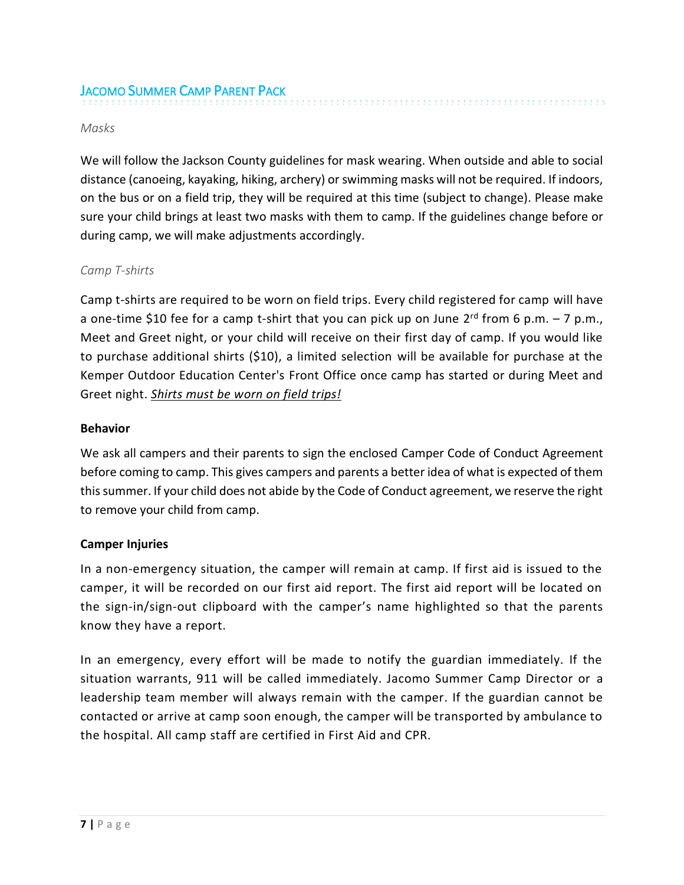*Masks*

We will follow the Jackson County guidelines for mask wearing. When outside and able to social distance (canoeing, kayaking, hiking, archery) or swimming masks will not be required. If indoors, on the bus or on a field trip, they will be required at this time (subject to change). Please make sure your child brings at least two masks with them to camp. If the guidelines change before or during camp, we will make adjustments accordingly.

*Camp T-shirts*

Camp t-shirts are required to be worn on field trips. Every child registered for camp will have a one-time $10 fee for a camp t-shirt that you can pick up on June 2nd from 6 p.m. – 7 p.m., Meet and Greet night, or your child will receive on their first day of camp. If you would like to purchase additional shirts ($10), a limited selection will be available for purchase at the Kemper Outdoor Education Center's Front Office once camp has started or during Meet and Greet night. ***Shirts must be worn on field trips!***

**Behavior**

We ask all campers and their parents to sign the enclosed Camper Code of Conduct Agreement before coming to camp. This gives campers and parents a better idea of what is expected of them this summer. If your child does not abide by the Code of Conduct agreement, we reserve the right to remove your child from camp.

**Camper Injuries**

In a non-emergency situation, the camper will remain at camp. If first aid is issued to the camper, it will be recorded on our first aid report. The first aid report will be located on the sign-in/sign-out clipboard with the camper's name highlighted so that the parents know they have a report.

In an emergency, every effort will be made to notify the guardian immediately. If the situation warrants, 911 will be called immediately. Jacomo Summer Camp Director or a leadership team member will always remain with the camper. If the guardian cannot be contacted or arrive at camp soon enough, the camper will be transported by ambulance to the hospital. All camp staff are certified in First Aid and CPR.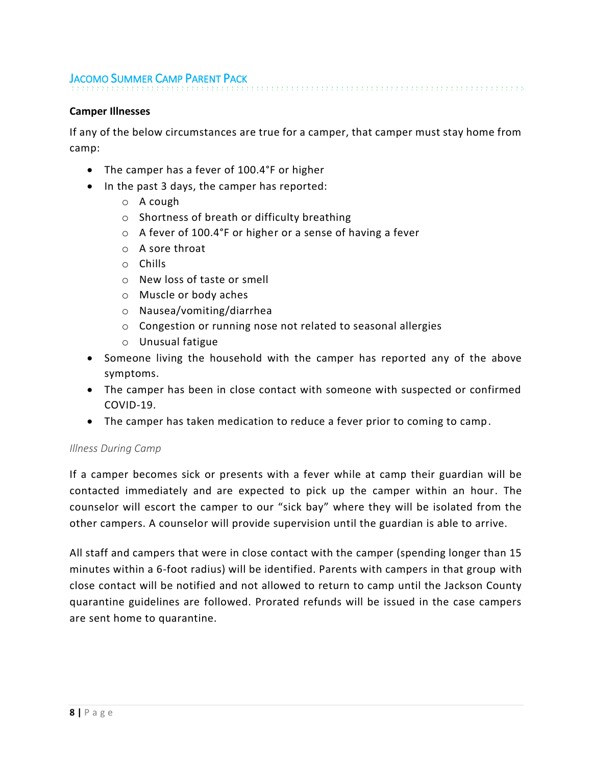**Camper Illnesses**

If any of the below circumstances are true for a camper, that camper must stay home from camp:

- The camper has a fever of 100.4°F or higher
- In the past 3 days, the camper has reported:
  - A cough
  - Shortness of breath or difficulty breathing
  - A fever of 100.4°F or higher or a sense of having a fever
  - A sore throat
  - Chills
  - New loss of taste or smell
  - Muscle or body aches
  - Nausea/vomiting/diarrhea
  - Congestion or running nose not related to seasonal allergies
  - Unusual fatigue
- Someone living the household with the camper has reported any of the above symptoms.
- The camper has been in close contact with someone with suspected or confirmed COVID-19.
- The camper has taken medication to reduce a fever prior to coming to camp.

*Illness During Camp*

If a camper becomes sick or presents with a fever while at camp their guardian will be contacted immediately and are expected to pick up the camper within an hour. The counselor will escort the camper to our "sick bay" where they will be isolated from the other campers. A counselor will provide supervision until the guardian is able to arrive.

All staff and campers that were in close contact with the camper (spending longer than 15 minutes within a 6-foot radius) will be identified. Parents with campers in that group with close contact will be notified and not allowed to return to camp until the Jackson County quarantine guidelines are followed. Prorated refunds will be issued in the case campers are sent home to quarantine.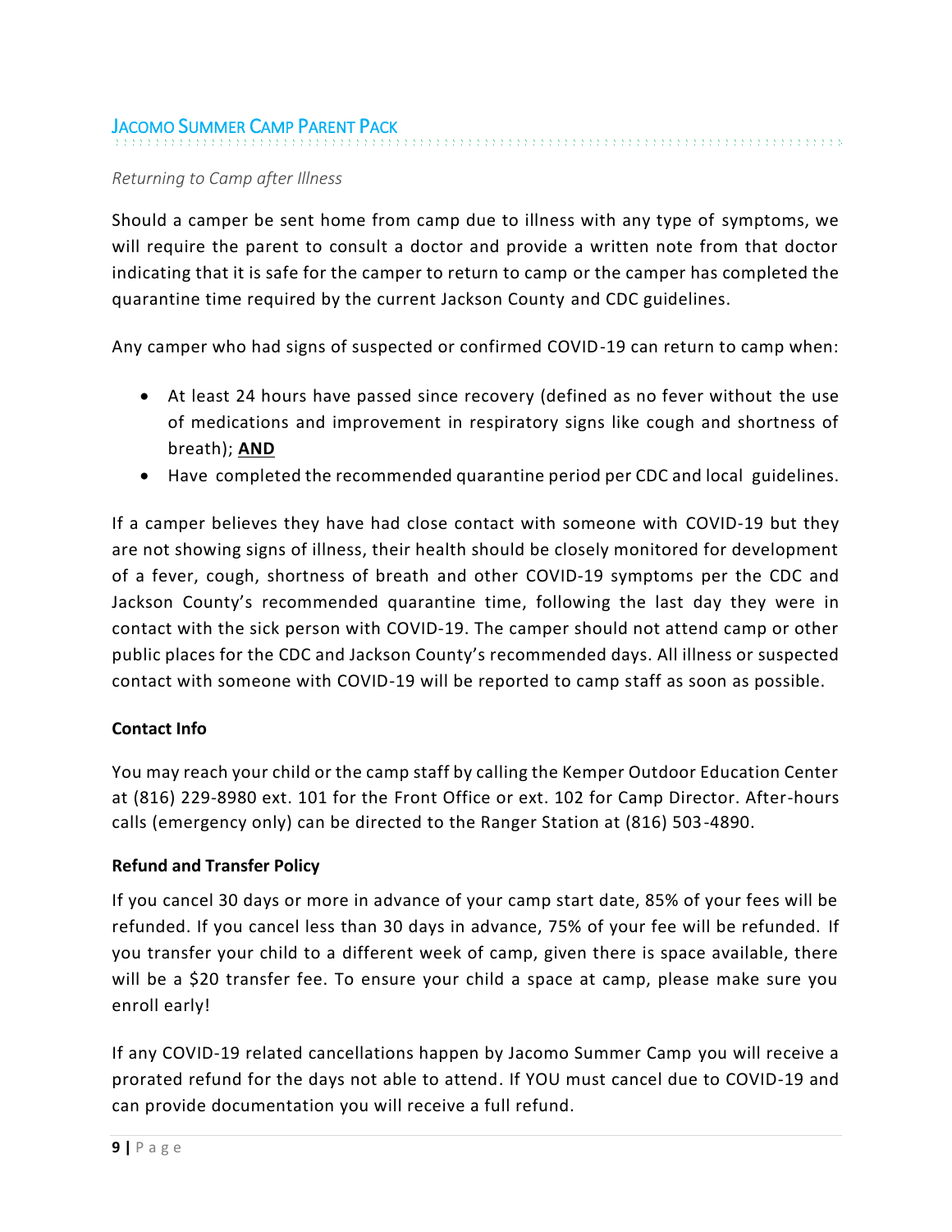*Returning to Camp after Illness*

Should a camper be sent home from camp due to illness with any type of symptoms, we will require the parent to consult a doctor and provide a written note from that doctor indicating that it is safe for the camper to return to camp or the camper has completed the quarantine time required by the current Jackson County and CDC guidelines.

Any camper who had signs of suspected or confirmed COVID-19 can return to camp when:

- At least 24 hours have passed since recovery (defined as no fever without the use of medications and improvement in respiratory signs like cough and shortness of breath); **AND**
- Have completed the recommended quarantine period per CDC and local guidelines.

If a camper believes they have had close contact with someone with COVID-19 but they are not showing signs of illness, their health should be closely monitored for development of a fever, cough, shortness of breath and other COVID-19 symptoms per the CDC and Jackson County's recommended quarantine time, following the last day they were in contact with the sick person with COVID-19. The camper should not attend camp or other public places for the CDC and Jackson County's recommended days. All illness or suspected contact with someone with COVID-19 will be reported to camp staff as soon as possible.

**Contact Info**

You may reach your child or the camp staff by calling the Kemper Outdoor Education Center at (816) 229-8980 ext. 101 for the Front Office or ext. 102 for Camp Director. After-hours calls (emergency only) can be directed to the Ranger Station at (816) 503-4890.

**Refund and Transfer Policy**

If you cancel 30 days or more in advance of your camp start date, 85% of your fees will be refunded. If you cancel less than 30 days in advance, 75% of your fee will be refunded. If you transfer your child to a different week of camp, given there is space available, there will be a $20 transfer fee. To ensure your child a space at camp, please make sure you enroll early!

If any COVID-19 related cancellations happen by Jacomo Summer Camp you will receive a prorated refund for the days not able to attend. If YOU must cancel due to COVID-19 and can provide documentation you will receive a full refund.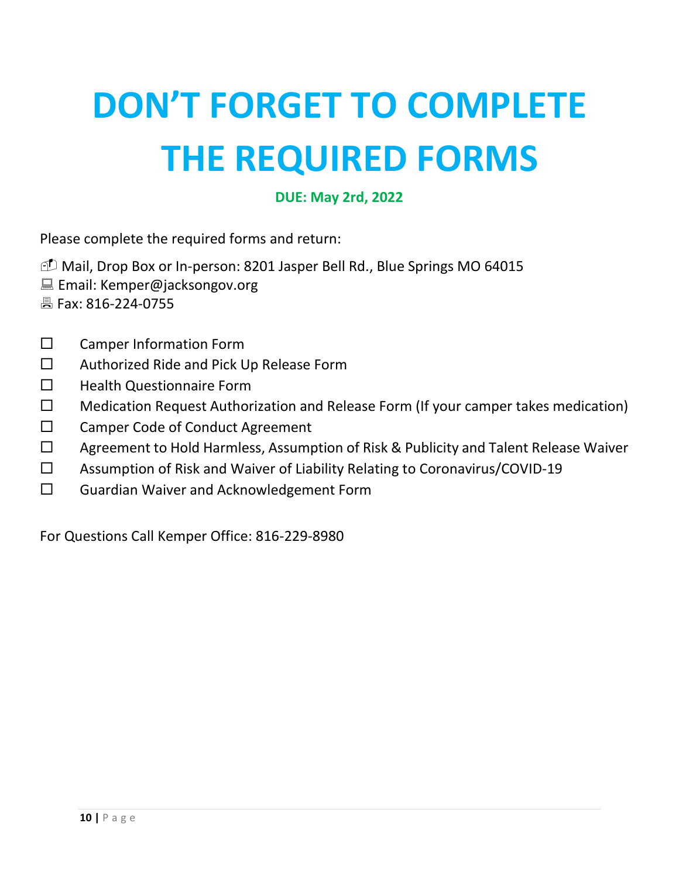# DON'T FORGET TO COMPLETE THE REQUIRED FORMS

**DUE: May 2rd, 2022**

Please complete the required forms and return:

📫 Mail, Drop Box or In-person: 8201 Jasper Bell Rd., Blue Springs MO 64015
💻 Email: Kemper@jacksongov.org
📠 Fax: 816-224-0755

- ☐ Camper Information Form
- ☐ Authorized Ride and Pick Up Release Form
- ☐ Health Questionnaire Form
- ☐ Medication Request Authorization and Release Form (If your camper takes medication)
- ☐ Camper Code of Conduct Agreement
- ☐ Agreement to Hold Harmless, Assumption of Risk & Publicity and Talent Release Waiver
- ☐ Assumption of Risk and Waiver of Liability Relating to Coronavirus/COVID-19
- ☐ Guardian Waiver and Acknowledgement Form

For Questions Call Kemper Office: 816-229-8980